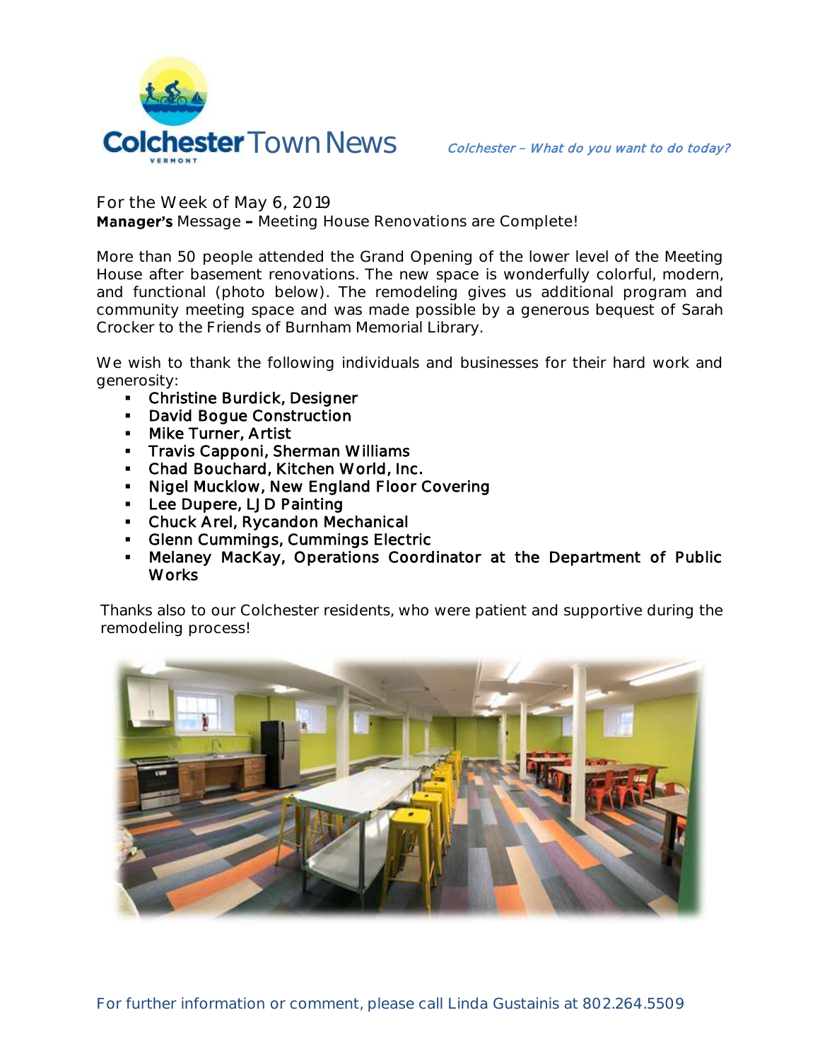# Colchester Town News

*Colchester – What do you want to do today?*

For the Week of May 6, 2019

**Manager's** Message – Meeting House Renovations are Complete!

More than 50 people attended the Grand Opening of the lower level of the Meeting House after basement renovations. The new space is wonderfully colorful, modern, and functional (photo below). The remodeling gives us additional program and community meeting space and was made possible by a generous bequest of Sarah Crocker to the Friends of Burnham Memorial Library.

We wish to thank the following individuals and businesses for their hard work and generosity:

- Christine Burdick, Designer
- David Bogue Construction
- Mike Turner, Artist
- Travis Capponi, Sherman Williams
- Chad Bouchard, Kitchen World, Inc.
- Nigel Mucklow, New England Floor Covering
- Lee Dupere, LJD Painting
- Chuck Arel, Rycandon Mechanical
- Glenn Cummings, Cummings Electric
- Melaney MacKay, Operations Coordinator at the Department of Public Works

Thanks also to our Colchester residents, who were patient and supportive during the remodeling process!

For further information or comment, please call Linda Gustainis at 802.264.5509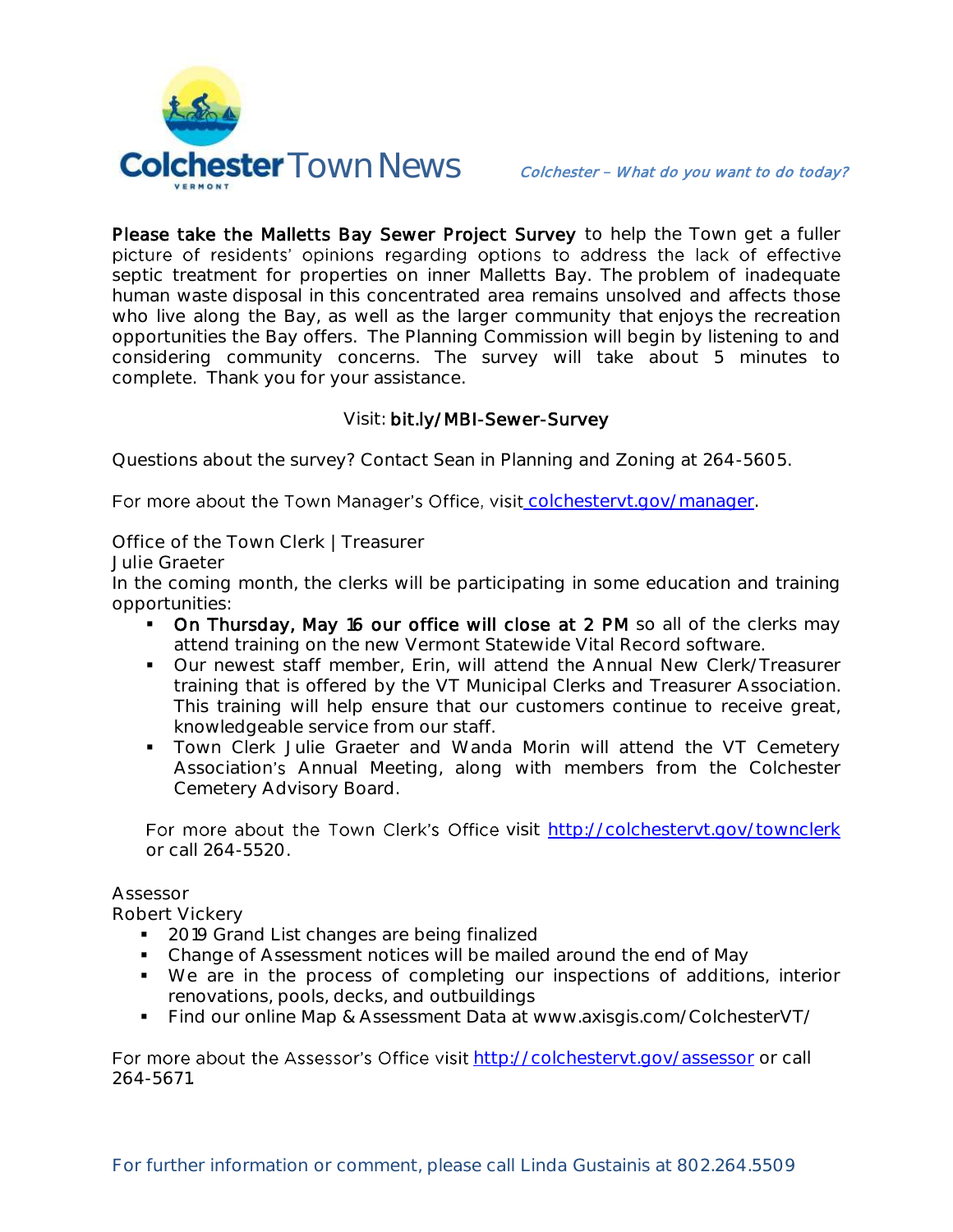**Please take the Malletts Bay Sewer Project Survey** to help the Town get a fuller picture of residents' opinions regarding options to address the lack of effective septic treatment for properties on inner Malletts Bay. The problem of inadequate human waste disposal in this concentrated area remains unsolved and affects those who live along the Bay, as well as the larger community that enjoys the recreation opportunities the Bay offers. The Planning Commission will begin by listening to and considering community concerns. The survey will take about 5 minutes to complete. Thank you for your assistance.

Visit: **bit.ly/MBI-Sewer-Survey**

Questions about the survey? Contact Sean in Planning and Zoning at 264-5605.

For more about the Town Manager's Office, visit [colchestervt.gov/manager](colchestervt.gov/manager).

Office of the Town Clerk | Treasurer
Julie Graeter
In the coming month, the clerks will be participating in some education and training opportunities:

- **On Thursday, May 16 our office will close at 2 PM** so all of the clerks may attend training on the new Vermont Statewide Vital Record software.
- Our newest staff member, Erin, will attend the Annual New Clerk/Treasurer training that is offered by the VT Municipal Clerks and Treasurer Association. This training will help ensure that our customers continue to receive great, knowledgeable service from our staff.
- Town Clerk Julie Graeter and Wanda Morin will attend the VT Cemetery Association's Annual Meeting, along with members from the Colchester Cemetery Advisory Board.

For more about the Town Clerk's Office visit [http://colchestervt.gov/townclerk](http://colchestervt.gov/townclerk) or call 264-5520.

Assessor
Robert Vickery

- 2019 Grand List changes are being finalized
- Change of Assessment notices will be mailed around the end of May
- We are in the process of completing our inspections of additions, interior renovations, pools, decks, and outbuildings
- Find our online Map & Assessment Data at www.axisgis.com/ColchesterVT/

For more about the Assessor's Office visit [http://colchestervt.gov/assessor](http://colchestervt.gov/assessor) or call 264-5671.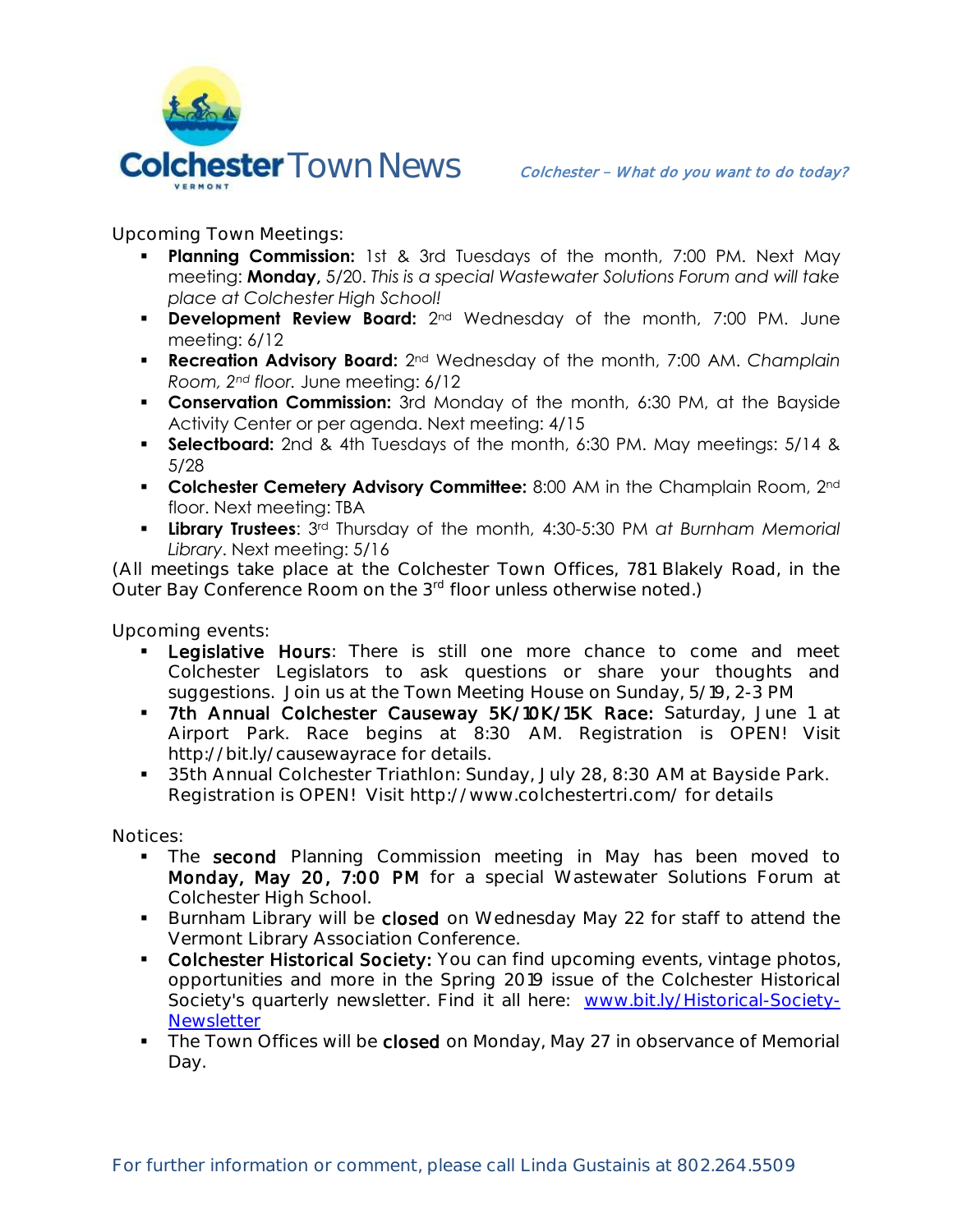# Colchester Town News

*Colchester – What do you want to do today?*

Upcoming Town Meetings:

- **Planning Commission:** 1st & 3rd Tuesdays of the month, 7:00 PM. Next May meeting: **Monday,** 5/20. *This is a special Wastewater Solutions Forum and will take place at Colchester High School!*
- **Development Review Board:** 2nd Wednesday of the month, 7:00 PM. June meeting: 6/12
- **Recreation Advisory Board:** 2nd Wednesday of the month, 7:00 AM. *Champlain Room, 2nd floor.* June meeting: 6/12
- **Conservation Commission:** 3rd Monday of the month, 6:30 PM, at the Bayside Activity Center or per agenda. Next meeting: 4/15
- **Selectboard:** 2nd & 4th Tuesdays of the month, 6:30 PM. May meetings: 5/14 & 5/28
- **Colchester Cemetery Advisory Committee:** 8:00 AM in the Champlain Room, 2nd floor. Next meeting: TBA
- **Library Trustees**: 3rd Thursday of the month, 4:30-5:30 PM *at Burnham Memorial Library*. Next meeting: 5/16

(All meetings take place at the Colchester Town Offices, 781 Blakely Road, in the Outer Bay Conference Room on the 3rd floor unless otherwise noted.)

Upcoming events:

- **Legislative Hours**: There is still one more chance to come and meet Colchester Legislators to ask questions or share your thoughts and suggestions. Join us at the Town Meeting House on Sunday, 5/19, 2-3 PM
- **7th Annual Colchester Causeway 5K/10K/15K Race:** Saturday, June 1 at Airport Park. Race begins at 8:30 AM. Registration is OPEN! Visit http://bit.ly/causewayrace for details.
- 35th Annual Colchester Triathlon: Sunday, July 28, 8:30 AM at Bayside Park. Registration is OPEN! Visit http://www.colchestertri.com/ for details

Notices:

- The **second** Planning Commission meeting in May has been moved to **Monday, May 20, 7:00 PM** for a special Wastewater Solutions Forum at Colchester High School.
- Burnham Library will be **closed** on Wednesday May 22 for staff to attend the Vermont Library Association Conference.
- **Colchester Historical Society:** You can find upcoming events, vintage photos, opportunities and more in the Spring 2019 issue of the Colchester Historical Society's quarterly newsletter. Find it all here: [www.bit.ly/Historical-Society-Newsletter](www.bit.ly/Historical-Society-Newsletter)
- The Town Offices will be **closed** on Monday, May 27 in observance of Memorial Day.

For further information or comment, please call Linda Gustainis at 802.264.5509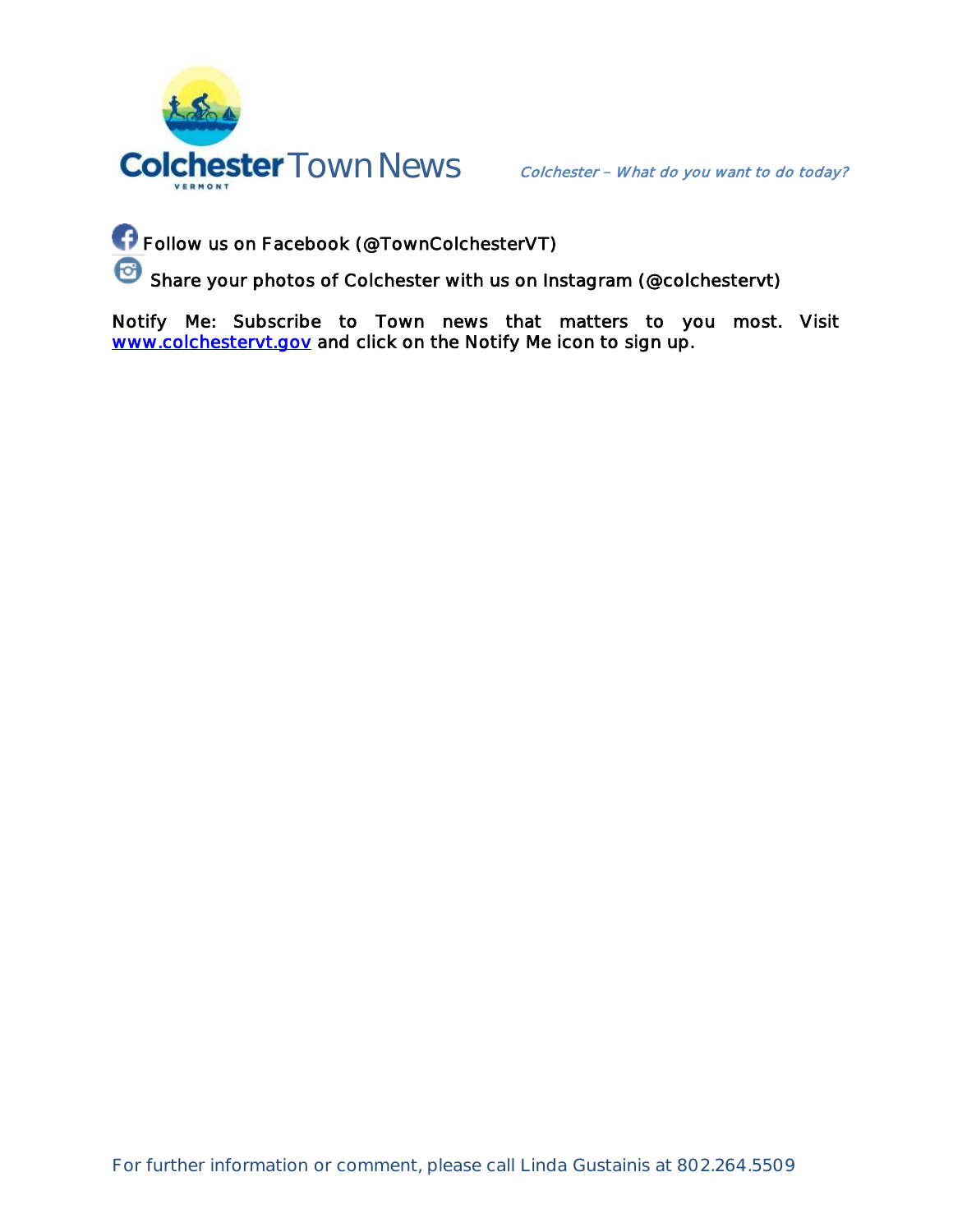**Colchester Town News**

*Colchester – What do you want to do today?*

Follow us on Facebook (@TownColchesterVT)

Share your photos of Colchester with us on Instagram (@colchestervt)

Notify Me: Subscribe to Town news that matters to you most. Visit [www.colchestervt.gov](http://www.colchestervt.gov) and click on the Notify Me icon to sign up.

For further information or comment, please call Linda Gustainis at 802.264.5509